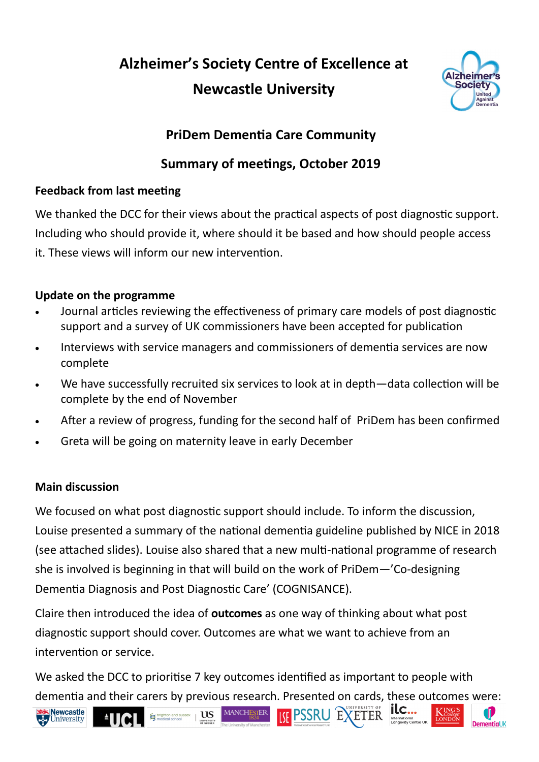# Alzheimer's Society Centre of Excellence at Newcastle University

## PriDem Dementia Care Community

## Summary of meetings, October 2019

### Feedback from last meeting

We thanked the DCC for their views about the practical aspects of post diagnostic support. Including who should provide it, where should it be based and how should people access it. These views will inform our new intervention.

### Update on the programme

- Journal articles reviewing the effectiveness of primary care models of post diagnostic support and a survey of UK commissioners have been accepted for publication
- Interviews with service managers and commissioners of dementia services are now complete
- We have successfully recruited six services to look at in depth—data collection will be complete by the end of November
- After a review of progress, funding for the second half of PriDem has been confirmed
- Greta will be going on maternity leave in early December

### Main discussion

We focused on what post diagnostic support should include. To inform the discussion, Louise presented a summary of the national dementia guideline published by NICE in 2018 (see attached slides). Louise also shared that a new multi-national programme of research she is involved is beginning in that will build on the work of PriDem—'Co-designing Dementia Diagnosis and Post Diagnostic Care' (COGNISANCE).

Claire then introduced the idea of **outcomes** as one way of thinking about what post diagnostic support should cover. Outcomes are what we want to achieve from an intervention or service.

We asked the DCC to prioritise 7 key outcomes identified as important to people with dementia and their carers by previous research. Presented on cards, these outcomes were: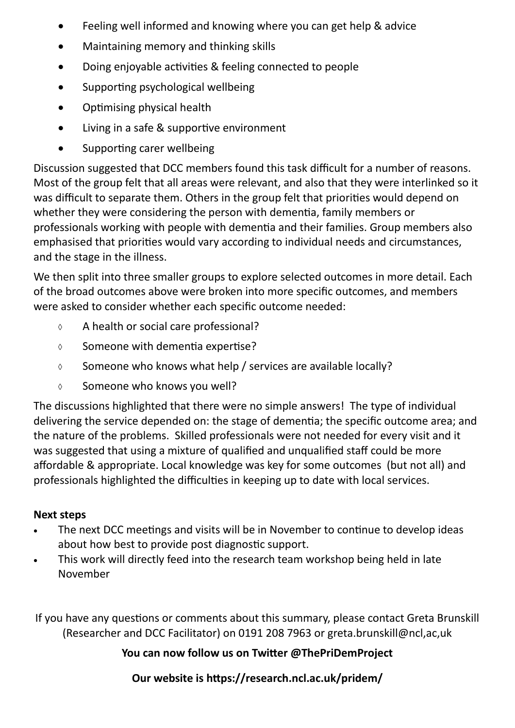- Feeling well informed and knowing where you can get help & advice
- Maintaining memory and thinking skills
- Doing enjoyable activities & feeling connected to people
- Supporting psychological wellbeing
- Optimising physical health
- Living in a safe & supportive environment
- Supporting carer wellbeing

Discussion suggested that DCC members found this task difficult for a number of reasons. Most of the group felt that all areas were relevant, and also that they were interlinked so it was difficult to separate them. Others in the group felt that priorities would depend on whether they were considering the person with dementia, family members or professionals working with people with dementia and their families. Group members also emphasised that priorities would vary according to individual needs and circumstances, and the stage in the illness.

We then split into three smaller groups to explore selected outcomes in more detail. Each of the broad outcomes above were broken into more specific outcomes, and members were asked to consider whether each specific outcome needed:

- ◊ A health or social care professional?
- ◊ Someone with dementia expertise?
- ◊ Someone who knows what help / services are available locally?
- ◊ Someone who knows you well?

The discussions highlighted that there were no simple answers! The type of individual delivering the service depended on: the stage of dementia; the specific outcome area; and the nature of the problems. Skilled professionals were not needed for every visit and it was suggested that using a mixture of qualified and unqualified staff could be more affordable & appropriate. Local knowledge was key for some outcomes (but not all) and professionals highlighted the difficulties in keeping up to date with local services.

**Next steps**

- The next DCC meetings and visits will be in November to continue to develop ideas about how best to provide post diagnostic support.
- This work will directly feed into the research team workshop being held in late November

If you have any questions or comments about this summary, please contact Greta Brunskill (Researcher and DCC Facilitator) on 0191 208 7963 or greta.brunskill@ncl,ac,uk

**You can now follow us on Twitter @ThePriDemProject**

**Our website is https://research.ncl.ac.uk/pridem/**